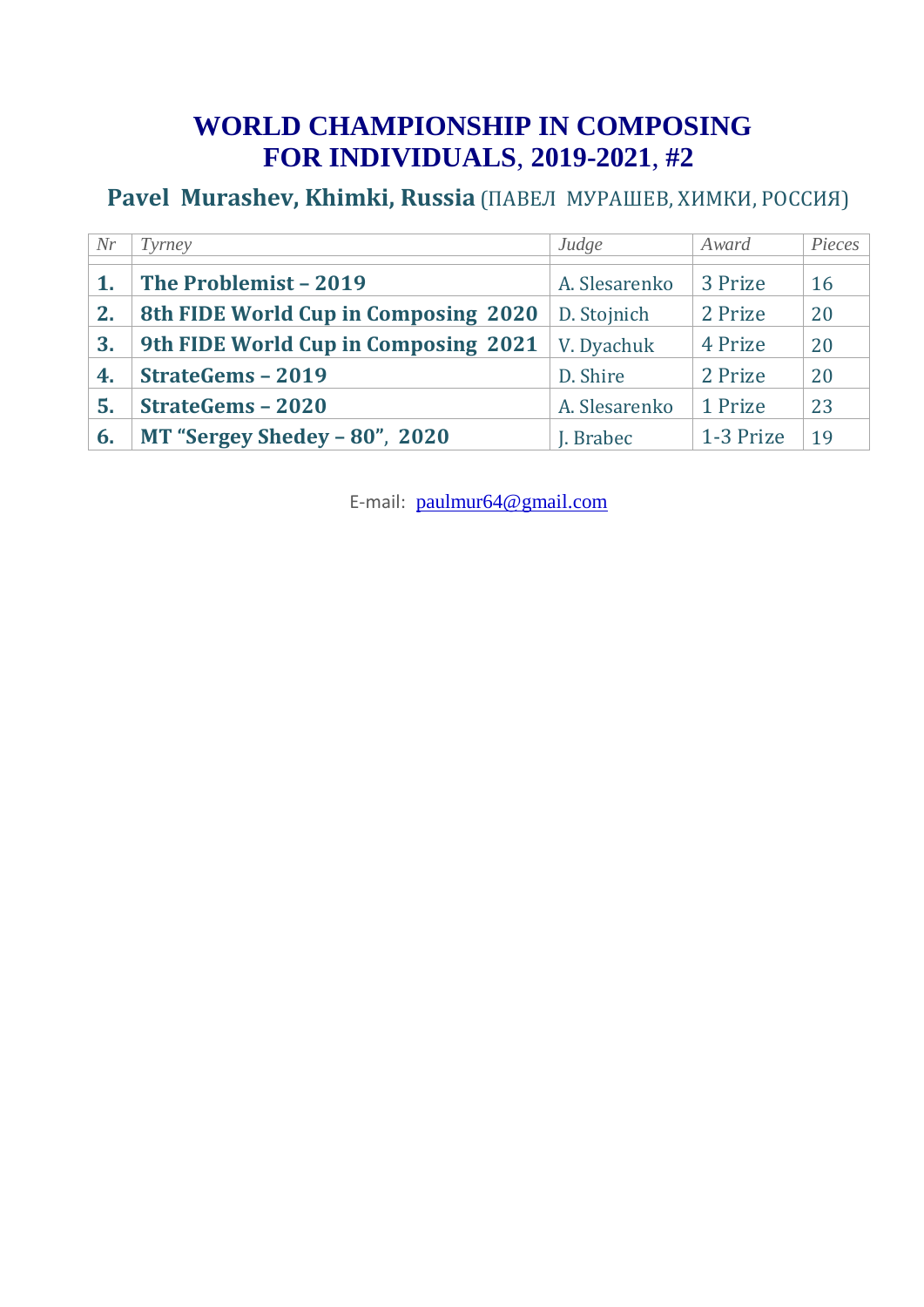# WORLD CHAMPIONSHIP IN COMPOSING FOR INDIVIDUALS, 2019-2021, #2

## Pavel Murashev, Khimki, Russia (ПАВЕЛ МУРАШЕВ, ХИМКИ, РОССИЯ)

| *Nr* | *Tyrney* | *Judge* | *Award* | *Pieces* |
|---|---|---|---|---|
| **1.** | **The Problemist – 2019** | A. Slesarenko | 3 Prize | 16 |
| **2.** | **8th FIDE World Cup in Composing 2020** | D. Stojnich | 2 Prize | 20 |
| **3.** | **9th FIDE World Cup in Composing 2021** | V. Dyachuk | 4 Prize | 20 |
| **4.** | **StrateGems – 2019** | D. Shire | 2 Prize | 20 |
| **5.** | **StrateGems – 2020** | A. Slesarenko | 1 Prize | 23 |
| **6.** | **MT "Sergey Shedey – 80", 2020** | J. Brabec | 1-3 Prize | 19 |

E-mail: paulmur64@gmail.com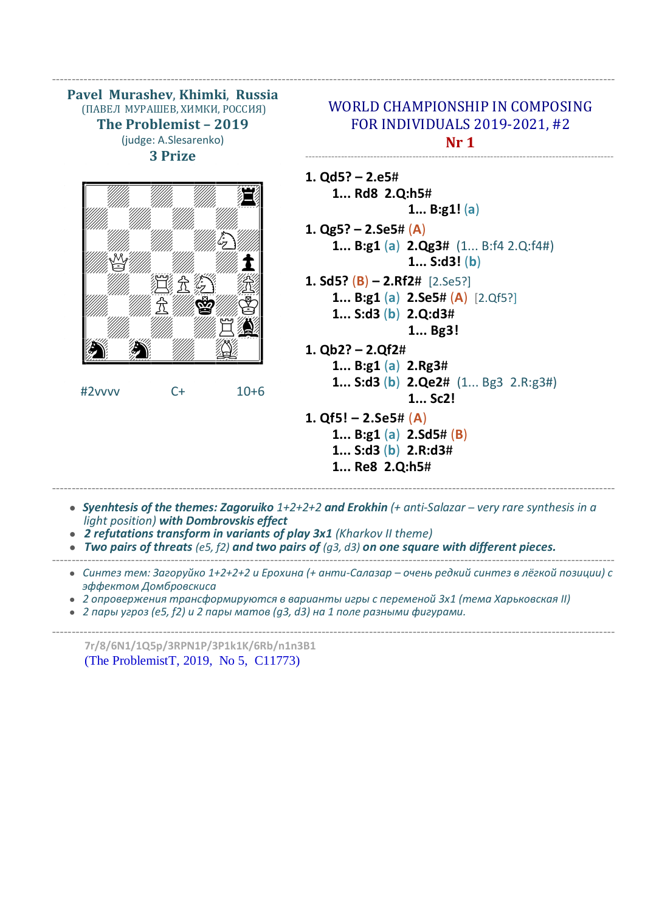**Pavel Murashev, Khimki, Russia**
(ПАВЕЛ МУРАШЕВ, ХИМКИ, РОССИЯ)
**The Problemist – 2019**
(judge: A.Slesarenko)
**3 Prize**

#2vvvv C+ 10+6

## WORLD CHAMPIONSHIP IN COMPOSING FOR INDIVIDUALS 2019-2021, #2

**Nr 1**

**1. Qd5? – 2.e5#**
 **1... Rd8 2.Q:h5#**
 **1... B:g1!** (a)

**1. Qg5? – 2.Se5#** (A)
 **1... B:g1** (a) **2.Qg3#** (1... B:f4 2.Q:f4#)
 **1... S:d3!** (b)

**1. Sd5?** (B) **– 2.Rf2#** [2.Se5?]
 **1... B:g1** (a) **2.Se5#** (A) [2.Qf5?]
 **1... S:d3** (b) **2.Q:d3#**
 **1... Bg3!**

**1. Qb2? – 2.Qf2#**
 **1... B:g1** (a) **2.Rg3#**
 **1... S:d3** (b) **2.Qe2#** (1... Bg3 2.R:g3#)
 **1... Sc2!**

**1. Qf5! – 2.Se5#** (A)
 **1... B:g1** (a) **2.Sd5#** (B)
 **1... S:d3** (b) **2.R:d3#**
 **1... Re8 2.Q:h5#**

---

- ***Syenhtesis of the themes: Zagoruiko*** *1+2+2+2* ***and Erokhin*** *(+ anti-Salazar – very rare synthesis in a light position)* ***with Dombrovskis effect***
- ***2 refutations transform in variants of play 3x1*** *(Kharkov II theme)*
- ***Two pairs of threats*** *(e5, f2)* ***and two pairs of*** *(g3, d3)* ***on one square with different pieces.***

---

- *Синтез тем: Загоруйко 1+2+2+2 и Ерохина (+ анти-Салазар – очень редкий синтез в лёгкой позиции) с эффектом Домбровскиса*
- *2 опровержения трансформируются в варианты игры с переменой 3x1 (тема Харьковская II)*
- *2 пары угроз (e5, f2) и 2 пары матов (g3, d3) на 1 поле разными фигурами.*

---

7r/8/6N1/1Q5p/3RPN1P/3P1k1K/6Rb/n1n3B1
(The ProblemistT, 2019, No 5, C11773)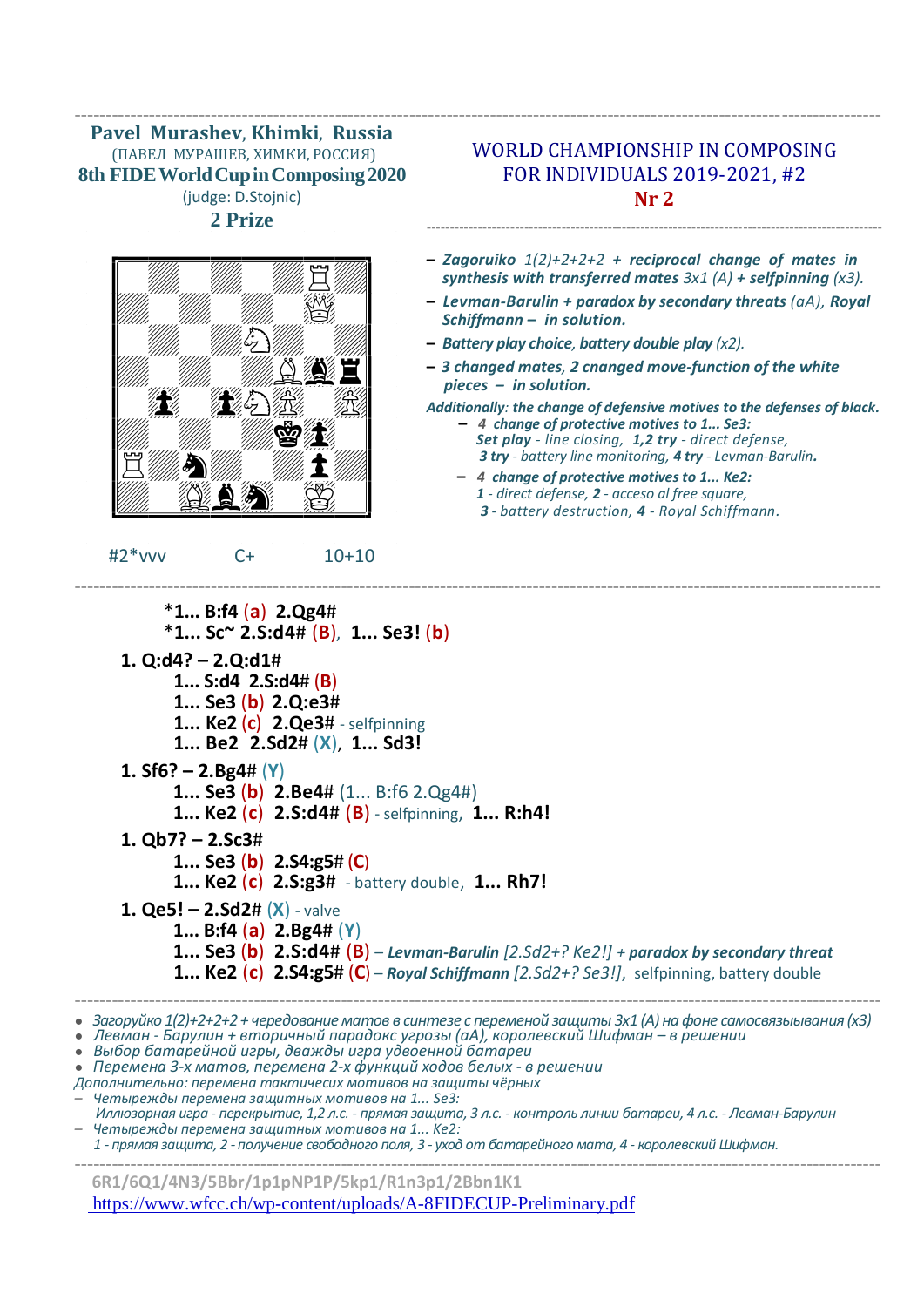**Pavel Murashev**, **Khimki**, **Russia**
(ПАВЕЛ МУРАШЕВ, ХИМКИ, РОССИЯ)
**8th FIDE World Cup in Composing 2020**
(judge: D.Stojnic)
**2 Prize**

## WORLD CHAMPIONSHIP IN COMPOSING FOR INDIVIDUALS 2019-2021, #2

## Nr 2

- ***Zagoruiko** 1(2)+2+2+2 + **reciprocal change of mates in synthesis with transferred mates** 3x1 (A) + **selfpinning** (x3).*
- ***Levman-Barulin + paradox by secondary threats** (aA), **Royal Schiffmann – in solution.***
- ***Battery play choice, battery double play** (x2).*
- ***3 changed mates, 2 cnanged move-function of the white pieces – in solution.***

***Additionally**: **the change of defensive motives to the defenses of black.***

- ***4 change of protective motives to 1... Se3:***
  ***Set play** - line closing, **1,2 try** - direct defense,*
  ***3 try** - battery line monitoring, **4 try** - Levman-Barulin.*
- ***4 change of protective motives to 1... Ke2:***
  ***1** - direct defense, **2** - acceso al free square,*
  ***3** - battery destruction, **4** - Royal Schiffmann.*

#2*vvv C+ 10+10

---

*1... B:f4 (a) 2.Qg4#
*1... Sc~ 2.S:d4# (B), 1... Se3! (b)

**1. Q:d4? – 2.Q:d1#**
- 1... S:d4 2.S:d4# (B)
- 1... Se3 (b) 2.Q:e3#
- 1... Ke2 (c) 2.Qe3# - selfpinning
- 1... Be2 2.Sd2# (X), **1... Sd3!**

**1. Sf6? – 2.Bg4# (Y)**
- 1... Se3 (b) 2.Be4# (1... B:f6 2.Qg4#)
- 1... Ke2 (c) 2.S:d4# (B) - selfpinning, **1... R:h4!**

**1. Qb7? – 2.Sc3#**
- 1... Se3 (b) 2.S4:g5# (C)
- 1... Ke2 (c) 2.S:g3# - battery double, **1... Rh7!**

**1. Qe5! – 2.Sd2# (X)** - valve
- 1... B:f4 (a) 2.Bg4# (Y)
- 1... Se3 (b) 2.S:d4# (B) – ***Levman-Barulin** [2.Sd2+? Ke2!] + **paradox by secondary threat***
- 1... Ke2 (c) 2.S4:g5# (C) – ***Royal Schiffmann** [2.Sd2+? Se3!]*, selfpinning, battery double

---

- *Загоруйко 1(2)+2+2+2 + чередование матов в синтезе с переменой защиты 3x1 (A) на фоне самосвязывания (x3)*
- *Левман - Барулин + вторичный парадокс угрозы (aA), королевский Шифман – в решении*
- *Выбор батарейной игры, дважды игра удвоенной батареи*
- *Перемена 3-х матов, перемена 2-х функций ходов белых - в решении*

*Дополнительно: перемена тактичесих мотивов на защиты чёрных*

- *Четырежды перемена защитных мотивов на 1... Se3:*
  *Иллюзорная игра - перекрытие, 1,2 л.с. - прямая защита, 3 л.с. - контроль линии батареи, 4 л.с. - Левман-Барулин*
- *Четырежды перемена защитных мотивов на 1... Ke2:*
  *1 - прямая защита, 2 - получение свободного поля, 3 - уход от батарейного мата, 4 - королевский Шифман.*

---

6R1/6Q1/4N3/5Bbr/1p1pNP1P/5kp1/R1n3p1/2Bbn1K1
https://www.wfcc.ch/wp-content/uploads/A-8FIDECUP-Preliminary.pdf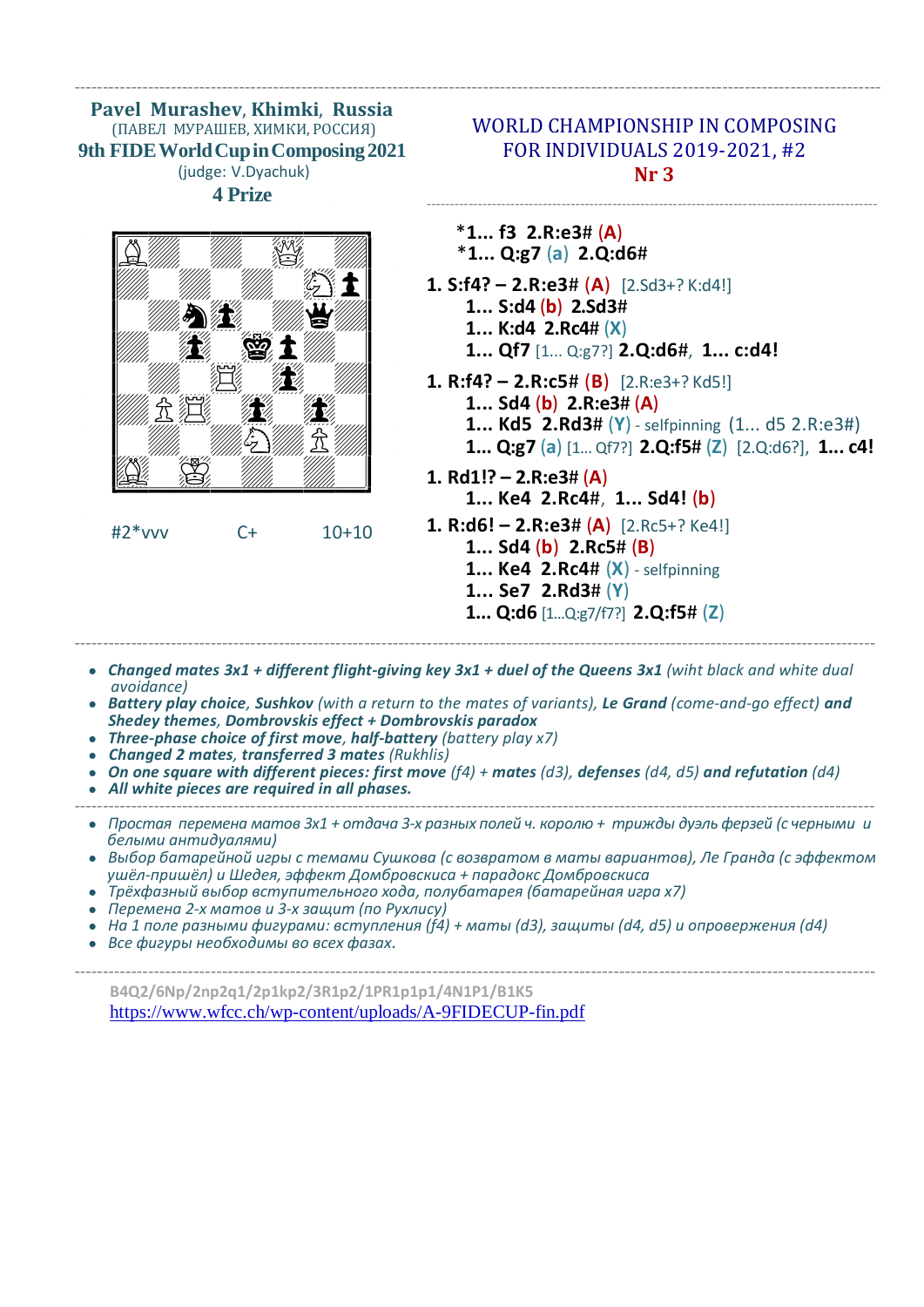**Pavel Murashev**, **Khimki**, **Russia**
(ПАВЕЛ МУРАШЕВ, ХИМКИ, РОССИЯ)
**9th FIDE World Cup in Composing 2021**
(judge: V.Dyachuk)
**4 Prize**

WORLD CHAMPIONSHIP IN COMPOSING FOR INDIVIDUALS 2019-2021, #2
**Nr 3**

#2*vvv C+ 10+10

*1... f3 2.R:e3# (A)
*1... Q:g7 (a) 2.Q:d6#

**1. S:f4? – 2.R:e3# (A)** [2.Sd3+? K:d4!]
1... Sd4 (b) 2.Sd3#
1... K:d4 2.Rc4# (X)
1... Qf7 [1... Q:g7?] 2.Q:d6#, **1... c:d4!**

**1. R:f4? – 2.R:c5# (B)** [2.R:e3+? Kd5!]
1... Sd4 (b) 2.R:e3# (A)
1... Kd5 2.Rd3# (Y) - selfpinning (1... d5 2.R:e3#)
1... Q:g7 (a) [1... Qf7?] 2.Q:f5# (Z) [2.Q:d6?], **1... c4!**

**1. Rd1!? – 2.R:e3# (A)**
1... Ke4 2.Rc4#, **1... Sd4! (b)**

**1. R:d6! – 2.R:e3# (A)** [2.Rc5+? Ke4!]
1... Sd4 (b) 2.Rc5# (B)
1... Ke4 2.Rc4# (X) - selfpinning
1... Se7 2.Rd3# (Y)
1... Q:d6 [1...Q:g7/f7?] 2.Q:f5# (Z)

- ***Changed mates 3x1 + different flight-giving key 3x1 + duel of the Queens 3x1*** *(wiht black and white dual avoidance)*
- ***Battery play choice, Sushkov*** *(with a return to the mates of variants),* ***Le Grand*** *(come-and-go effect)* ***and Shedey themes, Dombrovskis effect + Dombrovskis paradox***
- ***Three-phase choice of first move, half-battery*** *(battery play x7)*
- ***Changed 2 mates, transferred 3 mates*** *(Rukhlis)*
- ***On one square with different pieces: first move*** *(f4)* ***+ mates*** *(d3),* ***defenses*** *(d4, d5)* ***and refutation*** *(d4)*
- ***All white pieces are required in all phases.***

- *Простая перемена матов 3х1 + отдача 3-х разных полей ч. королю + трижды дуэль ферзей (с черными и белыми антидуалями)*
- *Выбор батарейной игры с темами Сушкова (с возвратом в маты вариантов), Ле Гранда (с эффектом ушёл-пришёл) и Шедея, эффект Домбровскиса + парадокс Домбровскиса*
- *Трёхфазный выбор вступительного хода, полубатарея (батарейная игра х7)*
- *Перемена 2-х матов и 3-х защит (по Рухлису)*
- *На 1 поле разными фигурами: вступления (f4) + маты (d3), защиты (d4, d5) и опровержения (d4)*
- *Все фигуры необходимы во всех фазах.*

B4Q2/6Np/2np2q1/2p1kp2/3R1p2/1PR1p1p1/4N1P1/B1K5
https://www.wfcc.ch/wp-content/uploads/A-9FIDECUP-fin.pdf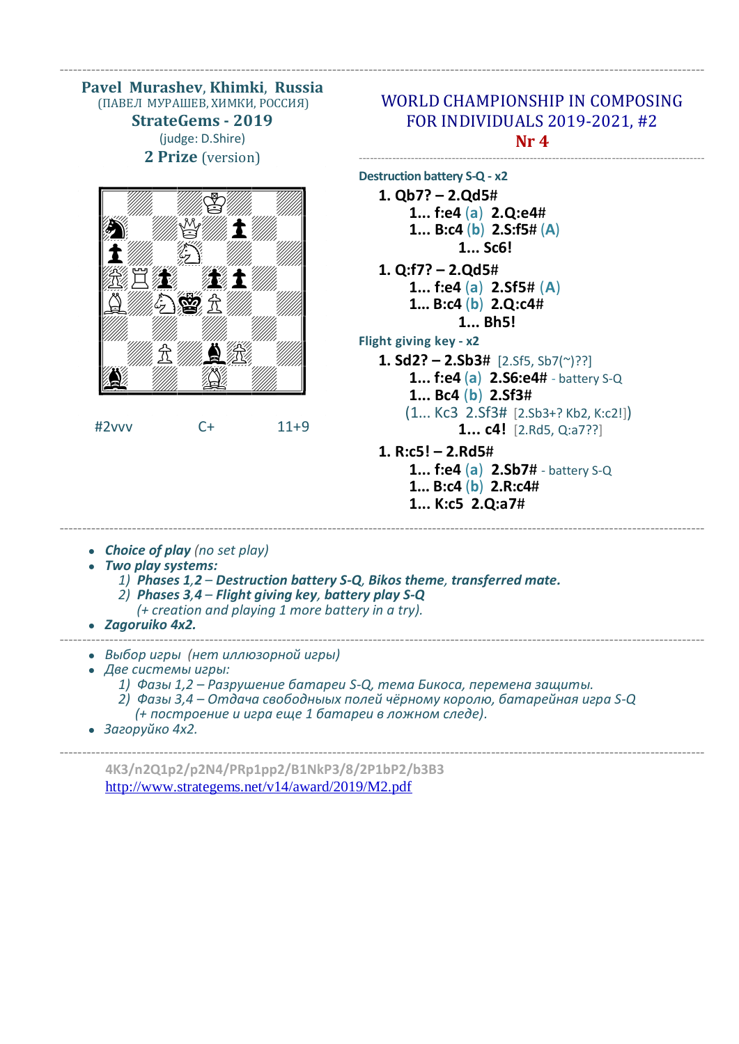**Pavel Murashev, Khimki, Russia**
(ПАВЕЛ МУРАШЕВ, ХИМКИ, РОССИЯ)
**StrateGems - 2019**
(judge: D.Shire)
**2 Prize** (version)

#2vvv C+ 11+9

## WORLD CHAMPIONSHIP IN COMPOSING FOR INDIVIDUALS 2019-2021, #2

### Nr 4

**Destruction battery S-Q - x2**

**1. Qb7? – 2.Qd5#**
- **1... f:e4** (a) **2.Q:e4#**
- **1... B:c4** (b) **2.S:f5#** (A)
- **1... Sc6!**

**1. Q:f7? – 2.Qd5#**
- **1... f:e4** (a) **2.Sf5#** (A)
- **1... B:c4** (b) **2.Q:c4#**
- **1... Bh5!**

**Flight giving key - x2**

**1. Sd2? – 2.Sb3#** [2.Sf5, Sb7(~)??]
- **1... f:e4** (a) **2.S6:e4#** - battery S-Q
- **1... Bc4** (b) **2.Sf3#**
- (1... Kc3 2.Sf3# [2.Sb3+? Kb2, K:c2!])
- **1... c4!** [2.Rd5, Q:a7??]

**1. R:c5! – 2.Rd5#**
- **1... f:e4** (a) **2.Sb7#** - battery S-Q
- **1... B:c4** (b) **2.R:c4#**
- **1... K:c5 2.Q:a7#**

---

- ***Choice of play*** *(no set play)*
- ***Two play systems:***
  1) ***Phases 1,2** – **Destruction battery S-Q, Bikos theme, transferred mate.***
  2) ***Phases 3,4** – **Flight giving key, battery play S-Q***
     *(+ creation and playing 1 more battery in a try).*
- ***Zagoruiko 4x2.***

---

- *Выбор игры (нет иллюзорной игры)*
- *Две системы игры:*
  1) *Фазы 1,2 – Разрушение батареи S-Q, тема Бикоса, перемена защиты.*
  2) *Фазы 3,4 – Отдача свободныых полей чёрному королю, батарейная игра S-Q*
     *(+ построение и игра еще 1 батареи в ложном следе).*
- *Загоруйко 4x2.*

---

4K3/n2Q1p2/p2N4/PRp1pp2/B1NkP3/8/2P1bP2/b3B3
http://www.strategems.net/v14/award/2019/M2.pdf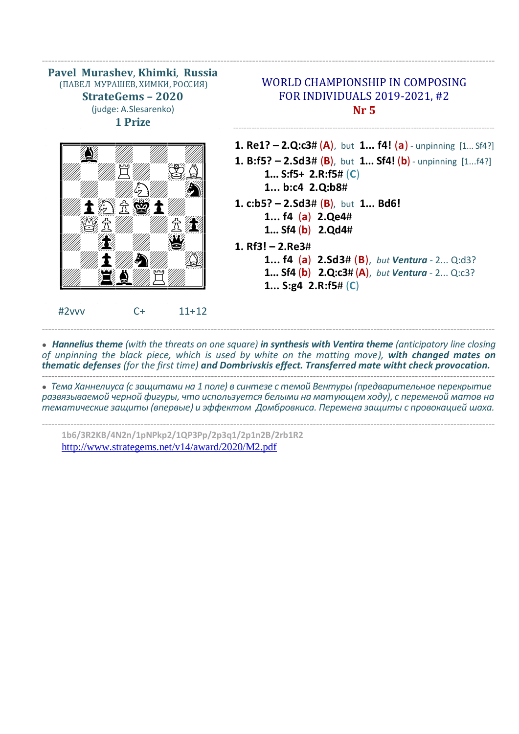**Pavel Murashev, Khimki, Russia**
(ПАВЕЛ МУРАШЕВ, ХИМКИ, РОССИЯ)
**StrateGems – 2020**
(judge: A.Slesarenko)
**1 Prize**

#2vvv C+ 11+12

## WORLD CHAMPIONSHIP IN COMPOSING FOR INDIVIDUALS 2019-2021, #2

## Nr 5

**1. Re1? – 2.Q:c3# (A)**, but **1... f4! (a)** - unpinning [1... Sf4?]

**1. B:f5? – 2.Sd3# (B)**, but **1... Sf4! (b)** - unpinning [1...f4?]
- **1... S:f5+ 2.R:f5# (C)**
- **1... b:c4 2.Q:b8#**

**1. c:b5? – 2.Sd3# (B)**, but **1... Bd6!**
- **1... f4 (a) 2.Qe4#**
- **1... Sf4 (b) 2.Qd4#**

**1. Rf3! – 2.Re3#**
- **1... f4 (a) 2.Sd3# (B)**, *but **Ventura** - 2... Q:d3?*
- **1... Sf4 (b) 2.Q:c3# (A)**, *but **Ventura** - 2... Q:c3?*
- **1... S:g4 2.R:f5# (C)**

---

• ***Hannelius theme*** *(with the threats on one square)* ***in synthesis with Ventira theme*** *(anticipatory line closing of unpinning the black piece, which is used by white on the matting move),* ***with changed mates on thematic defenses*** *(for the first time)* ***and Dombrivskis effect. Transferred mate witht check provocation.***

---

• *Тема Ханнелиуса (с защитами на 1 поле) в синтезе с темой Вентуры (предварительное перекрытие развязываемой черной фигуры, что используется белыми на матующем ходу), с переменой матов на тематические защиты (впервые) и эффектом Домбровскиса. Перемена защиты с провокацией шаха.*

---

1b6/3R2KB/4N2n/1pNPkp2/1QP3Pp/2p3q1/2p1n2B/2rb1R2
http://www.strategems.net/v14/award/2020/M2.pdf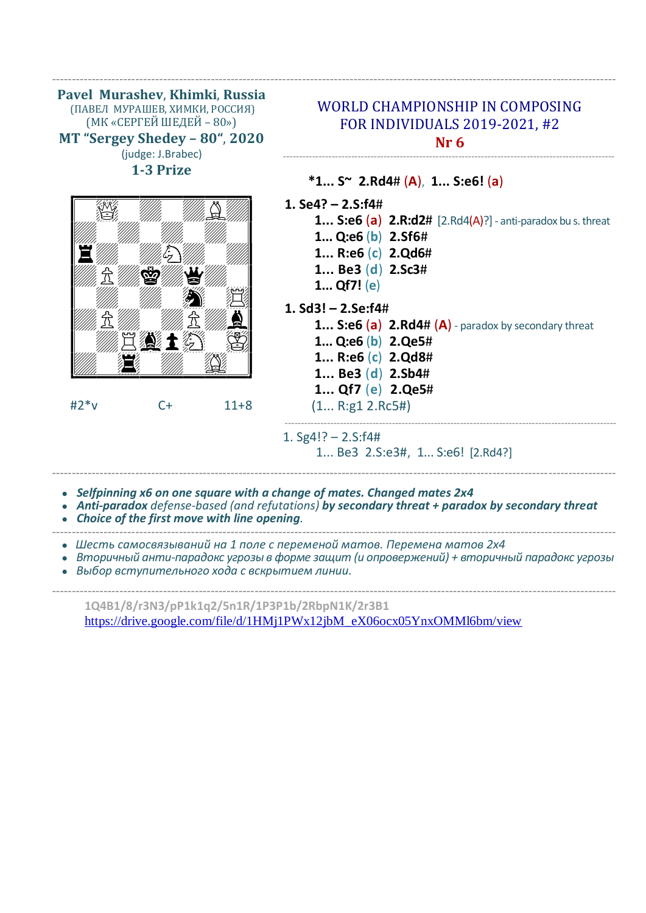**Pavel Murashev, Khimki, Russia**
(ПАВЕЛ МУРАШЕВ, ХИМКИ, РОССИЯ)
(МК «СЕРГЕЙ ШЕДЕЙ – 80»)
**MT "Sergey Shedey – 80", 2020**
(judge: J.Brabec)
**1-3 Prize**

#2*v C+ 11+8

## WORLD CHAMPIONSHIP IN COMPOSING FOR INDIVIDUALS 2019-2021, #2

## Nr 6

**\*1... S~ 2.Rd4# (A), 1... S:e6! (a)**

**1. Se4? – 2.S:f4#**
- **1... S:e6 (a) 2.R:d2#** [2.Rd4(A)?] - anti-paradox bu s. threat
- **1... Q:e6 (b) 2.Sf6#**
- **1... R:e6 (c) 2.Qd6#**
- **1... Be3 (d) 2.Sc3#**
- **1... Qf7! (e)**

**1. Sd3! – 2.Se:f4#**
- **1... S:e6 (a) 2.Rd4# (A)** - paradox by secondary threat
- **1... Q:e6 (b) 2.Qe5#**
- **1... R:e6 (c) 2.Qd8#**
- **1... Be3 (d) 2.Sb4#**
- **1... Qf7 (e) 2.Qe5#**
- (1... R:g1 2.Rc5#)

1. Sg4!? – 2.S:f4#
1... Be3 2.S:e3#, 1... S:e6! [2.Rd4?]

- ***Selfpinning x6 on one square with a change of mates. Changed mates 2x4***
- ***Anti-paradox** defense-based (and refutations) **by secondary threat + paradox by secondary threat***
- ***Choice of the first move with line opening.***

- *Шесть самосвязываний на 1 поле с переменой матов. Перемена матов 2x4*
- *Вторичный анти-парадокс угрозы в форме защит (и опровержений) + вторичный парадокс угрозы*
- *Выбор вступительного хода с вскрытием линии.*

1Q4B1/8/r3N3/pP1k1q2/5n1R/1P3P1b/2RbpN1K/2r3B1
https://drive.google.com/file/d/1HMj1PWx12jbM_eX06ocx05YnxOMMl6bm/view